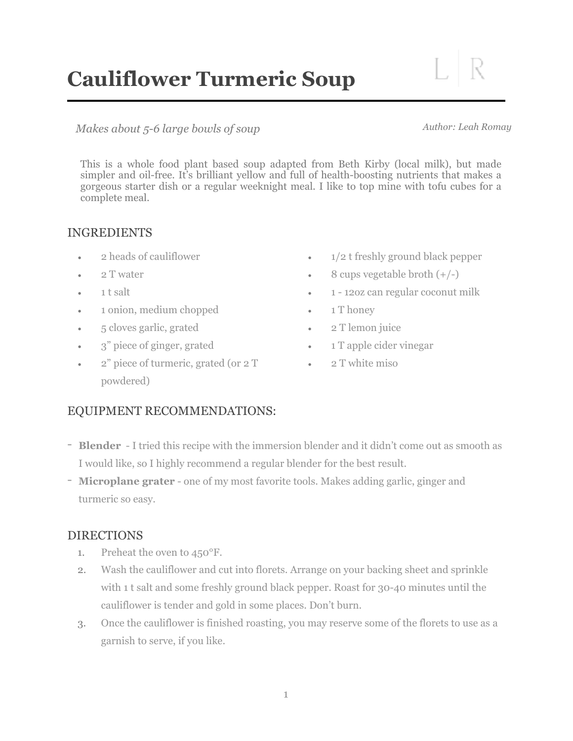# Cauliflower Turmeric Soup

*Makes about 5-6 large bowls of soup*

*Author: Leah Romay*

This is a whole food plant based soup adapted from Beth Kirby (local milk), but made simpler and oil-free. It's brilliant yellow and full of health-boosting nutrients that makes a gorgeous starter dish or a regular weeknight meal. I like to top mine with tofu cubes for a complete meal.

## INGREDIENTS

- 2 heads of cauliflower
- 2 T water
- 1 t salt
- 1 onion, medium chopped
- 5 cloves garlic, grated
- 3" piece of ginger, grated
- 2" piece of turmeric, grated (or 2 T powdered)
- 1/2 t freshly ground black pepper
- 8 cups vegetable broth (+/-)
- 1 - 12oz can regular coconut milk
- 1 T honey
- 2 T lemon juice
- 1 T apple cider vinegar
- 2 T white miso

## EQUIPMENT RECOMMENDATIONS:

- **Blender** - I tried this recipe with the immersion blender and it didn't come out as smooth as I would like, so I highly recommend a regular blender for the best result.
- **Microplane grater** - one of my most favorite tools. Makes adding garlic, ginger and turmeric so easy.

## DIRECTIONS

1. Preheat the oven to 450°F.
2. Wash the cauliflower and cut into florets. Arrange on your backing sheet and sprinkle with 1 t salt and some freshly ground black pepper. Roast for 30-40 minutes until the cauliflower is tender and gold in some places. Don't burn.
3. Once the cauliflower is finished roasting, you may reserve some of the florets to use as a garnish to serve, if you like.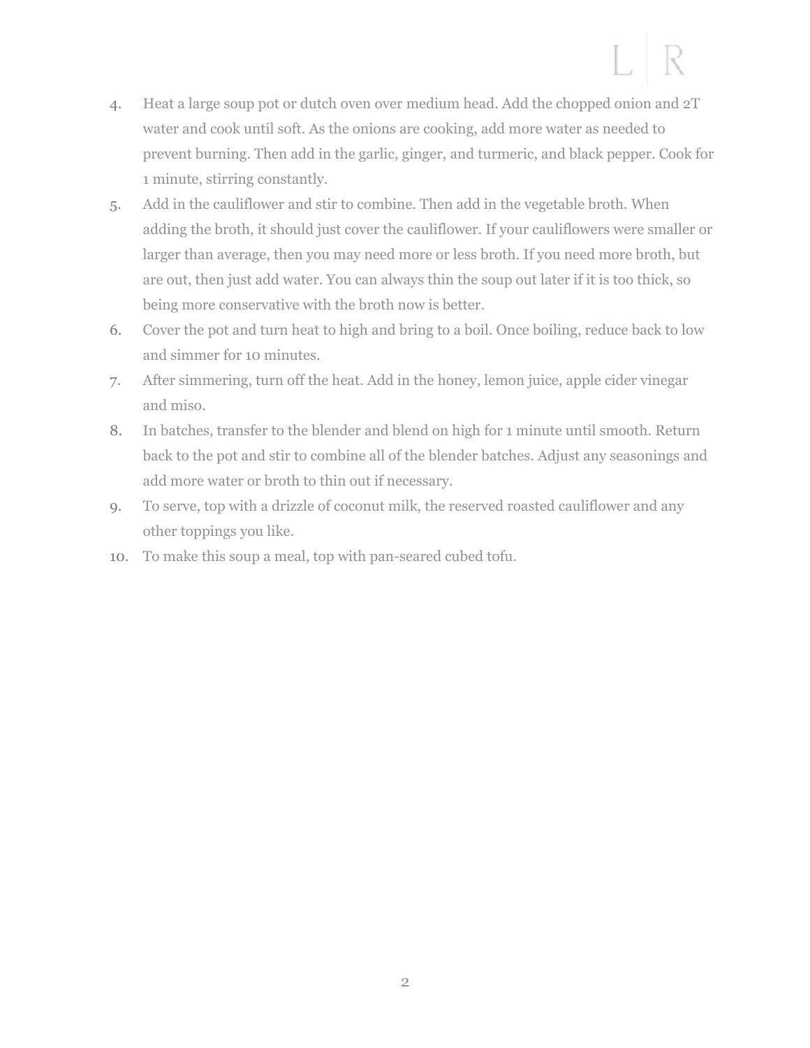4. Heat a large soup pot or dutch oven over medium head. Add the chopped onion and 2T water and cook until soft. As the onions are cooking, add more water as needed to prevent burning. Then add in the garlic, ginger, and turmeric, and black pepper. Cook for 1 minute, stirring constantly.
5. Add in the cauliflower and stir to combine. Then add in the vegetable broth. When adding the broth, it should just cover the cauliflower. If your cauliflowers were smaller or larger than average, then you may need more or less broth. If you need more broth, but are out, then just add water. You can always thin the soup out later if it is too thick, so being more conservative with the broth now is better.
6. Cover the pot and turn heat to high and bring to a boil. Once boiling, reduce back to low and simmer for 10 minutes.
7. After simmering, turn off the heat. Add in the honey, lemon juice, apple cider vinegar and miso.
8. In batches, transfer to the blender and blend on high for 1 minute until smooth. Return back to the pot and stir to combine all of the blender batches. Adjust any seasonings and add more water or broth to thin out if necessary.
9. To serve, top with a drizzle of coconut milk, the reserved roasted cauliflower and any other toppings you like.
10. To make this soup a meal, top with pan-seared cubed tofu.